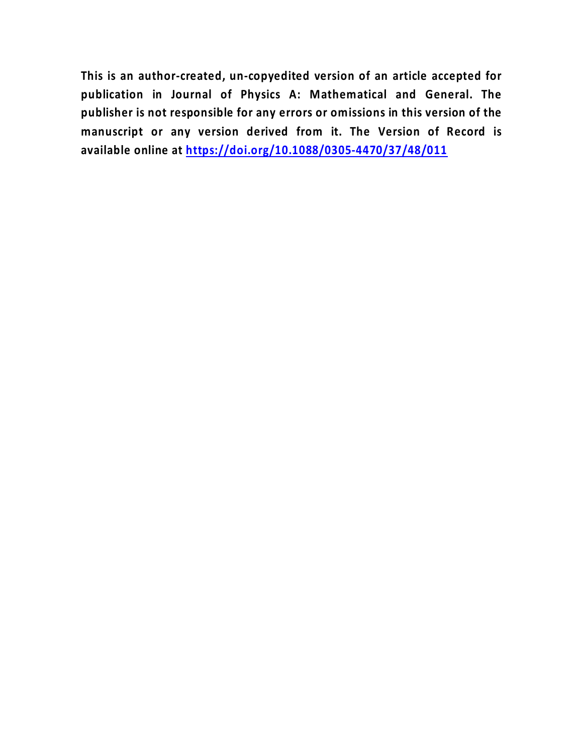**This is an author-created, un-copyedited version of an article accepted for publication in Journal of Physics A: Mathematical and General. The publisher is not responsible for any errors or omissions in this version of the manuscript or any version derived from it. The Version of Record is available online at [https://doi.org/10.1088/0305-4470/37/48/011](https://doi.org/10.1088/0305-4470/37/48/011)**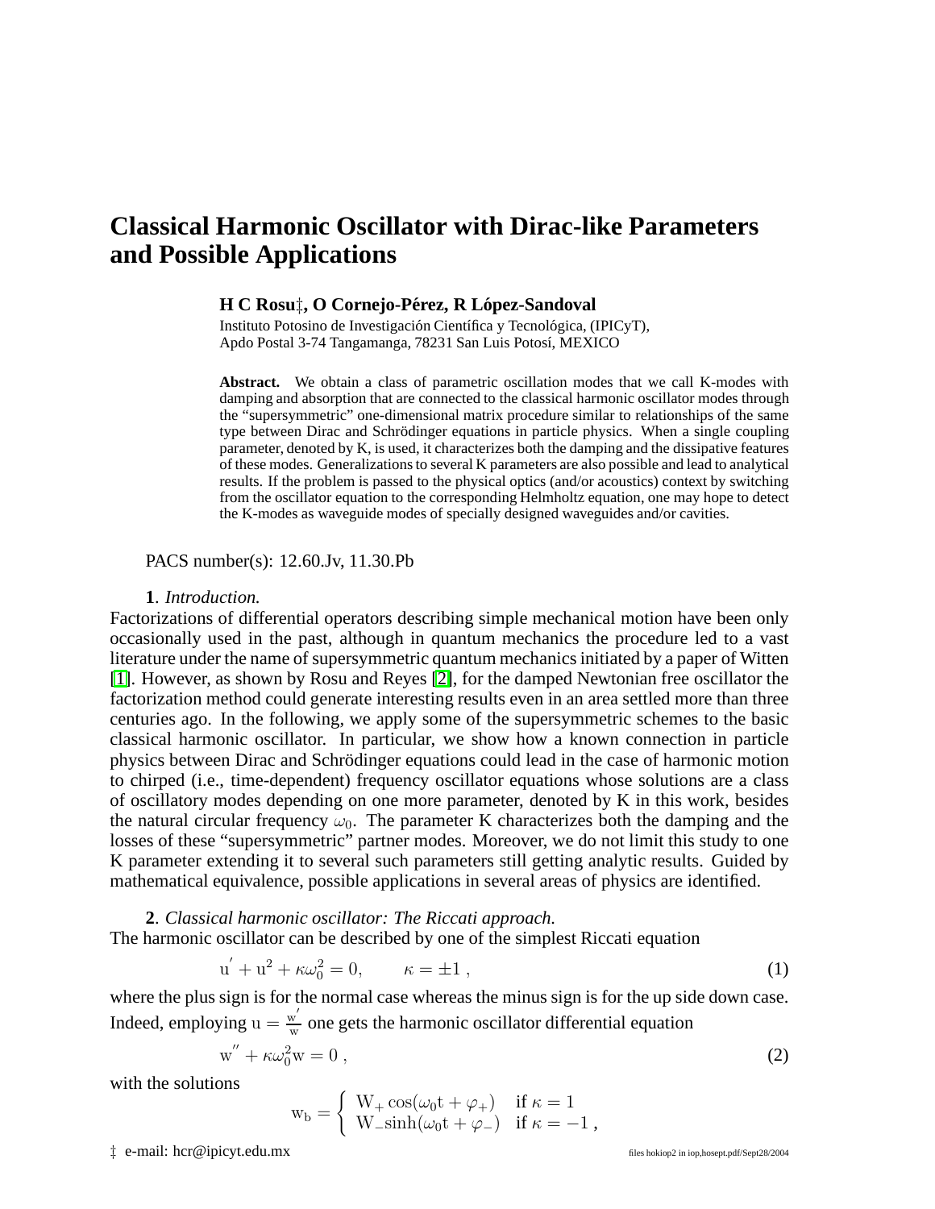# Classical Harmonic Oscillator with Dirac-like Parameters and Possible Applications

**H C Rosu‡, O Cornejo-Pérez, R López-Sandoval**

Instituto Potosino de Investigación Científica y Tecnológica, (IPICyT),
Apdo Postal 3-74 Tangamanga, 78231 San Luis Potosí, MEXICO

**Abstract.** We obtain a class of parametric oscillation modes that we call K-modes with damping and absorption that are connected to the classical harmonic oscillator modes through the "supersymmetric" one-dimensional matrix procedure similar to relationships of the same type between Dirac and Schrödinger equations in particle physics. When a single coupling parameter, denoted by K, is used, it characterizes both the damping and the dissipative features of these modes. Generalizations to several K parameters are also possible and lead to analytical results. If the problem is passed to the physical optics (and/or acoustics) context by switching from the oscillator equation to the corresponding Helmholtz equation, one may hope to detect the K-modes as waveguide modes of specially designed waveguides and/or cavities.

PACS number(s): 12.60.Jv, 11.30.Pb

**1**. *Introduction.*

Factorizations of differential operators describing simple mechanical motion have been only occasionally used in the past, although in quantum mechanics the procedure led to a vast literature under the name of supersymmetric quantum mechanics initiated by a paper of Witten [1]. However, as shown by Rosu and Reyes [2], for the damped Newtonian free oscillator the factorization method could generate interesting results even in an area settled more than three centuries ago. In the following, we apply some of the supersymmetric schemes to the basic classical harmonic oscillator. In particular, we show how a known connection in particle physics between Dirac and Schrödinger equations could lead in the case of harmonic motion to chirped (i.e., time-dependent) frequency oscillator equations whose solutions are a class of oscillatory modes depending on one more parameter, denoted by K in this work, besides the natural circular frequency $\omega_0$. The parameter K characterizes both the damping and the losses of these "supersymmetric" partner modes. Moreover, we do not limit this study to one K parameter extending it to several such parameters still getting analytic results. Guided by mathematical equivalence, possible applications in several areas of physics are identified.

**2**. *Classical harmonic oscillator: The Riccati approach.*

The harmonic oscillator can be described by one of the simplest Riccati equation

$$\mathrm{u}' + \mathrm{u}^2 + \kappa\omega_0^2 = 0, \qquad \kappa = \pm 1 \ , \tag{1}$$

where the plus sign is for the normal case whereas the minus sign is for the up side down case. Indeed, employing $\mathrm{u} = \frac{\mathrm{w}'}{\mathrm{w}}$ one gets the harmonic oscillator differential equation

$$\mathrm{w}'' + \kappa\omega_0^2\mathrm{w} = 0 \ , \tag{2}$$

with the solutions

$$\mathrm{w_b} = \begin{cases} \mathrm{W_+}\cos(\omega_0 \mathrm{t} + \varphi_+) & \text{if } \kappa = 1 \\ \mathrm{W_-}\sinh(\omega_0 \mathrm{t} + \varphi_-) & \text{if } \kappa = -1 \ , \end{cases}$$

‡ e-mail: hcr@ipicyt.edu.mx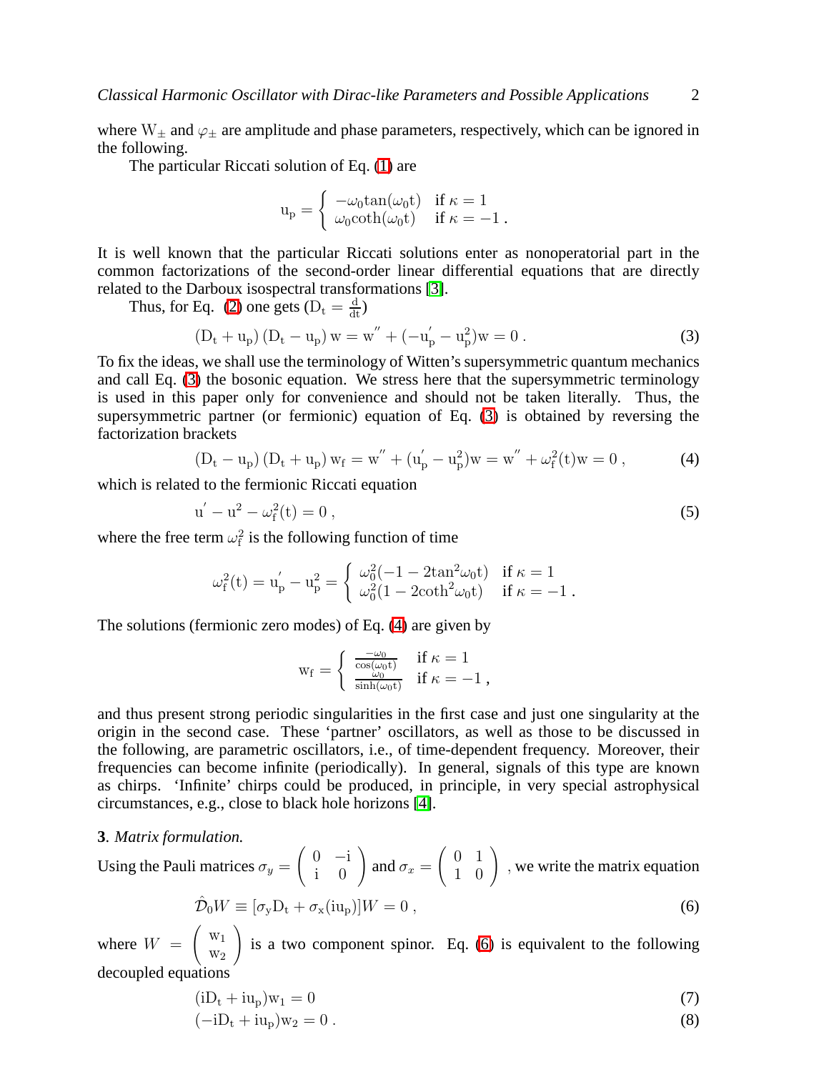where $\mathrm{W}_\pm$ and $\varphi_\pm$ are amplitude and phase parameters, respectively, which can be ignored in the following.

The particular Riccati solution of Eq. (1) are

$$
\mathrm{u_p} = \begin{cases} -\omega_0 \tan(\omega_0 \mathrm{t}) & \text{if } \kappa = 1 \\ \omega_0 \coth(\omega_0 \mathrm{t}) & \text{if } \kappa = -1 \; . \end{cases}
$$

It is well known that the particular Riccati solutions enter as nonoperatorial part in the common factorizations of the second-order linear differential equations that are directly related to the Darboux isospectral transformations [3].

Thus, for Eq. (2) one gets ($\mathrm{D_t} = \frac{\mathrm{d}}{\mathrm{dt}}$)

$$
(\mathrm{D_t} + \mathrm{u_p})(\mathrm{D_t} - \mathrm{u_p})\,\mathrm{w} = \mathrm{w}'' + (-\mathrm{u}_\mathrm{p}' - \mathrm{u}_\mathrm{p}^2)\mathrm{w} = 0 \; . \tag{3}
$$

To fix the ideas, we shall use the terminology of Witten's supersymmetric quantum mechanics and call Eq. (3) the bosonic equation. We stress here that the supersymmetric terminology is used in this paper only for convenience and should not be taken literally. Thus, the supersymmetric partner (or fermionic) equation of Eq. (3) is obtained by reversing the factorization brackets

$$
(\mathrm{D_t} - \mathrm{u_p})(\mathrm{D_t} + \mathrm{u_p})\,\mathrm{w_f} = \mathrm{w}'' + (\mathrm{u}_\mathrm{p}' - \mathrm{u}_\mathrm{p}^2)\mathrm{w} = \mathrm{w}'' + \omega_\mathrm{f}^2(\mathrm{t})\mathrm{w} = 0 \; , \tag{4}
$$

which is related to the fermionic Riccati equation

$$
\mathrm{u}' - \mathrm{u}^2 - \omega_\mathrm{f}^2(\mathrm{t}) = 0 \; , \tag{5}
$$

where the free term $\omega_\mathrm{f}^2$ is the following function of time

$$
\omega_\mathrm{f}^2(\mathrm{t}) = \mathrm{u}_\mathrm{p}' - \mathrm{u}_\mathrm{p}^2 = \begin{cases} \omega_0^2(-1 - 2\tan^2\omega_0 \mathrm{t}) & \text{if } \kappa = 1 \\ \omega_0^2(1 - 2\coth^2\omega_0 \mathrm{t}) & \text{if } \kappa = -1 \; . \end{cases}
$$

The solutions (fermionic zero modes) of Eq. (4) are given by

$$
\mathrm{w_f} = \begin{cases} \frac{-\omega_0}{\cos(\omega_0 \mathrm{t})} & \text{if } \kappa = 1 \\ \frac{\omega_0}{\sinh(\omega_0 \mathrm{t})} & \text{if } \kappa = -1 \; , \end{cases}
$$

and thus present strong periodic singularities in the first case and just one singularity at the origin in the second case. These 'partner' oscillators, as well as those to be discussed in the following, are parametric oscillators, i.e., of time-dependent frequency. Moreover, their frequencies can become infinite (periodically). In general, signals of this type are known as chirps. 'Infinite' chirps could be produced, in principle, in very special astrophysical circumstances, e.g., close to black hole horizons [4].

**3**. *Matrix formulation.*

Using the Pauli matrices $\sigma_y = \begin{pmatrix} 0 & -\mathrm{i} \\ \mathrm{i} & 0 \end{pmatrix}$ and $\sigma_x = \begin{pmatrix} 0 & 1 \\ 1 & 0 \end{pmatrix}$ , we write the matrix equation

$$
\hat{\mathcal{D}}_0 W \equiv [\sigma_\mathrm{y} \mathrm{D_t} + \sigma_\mathrm{x}(\mathrm{i}\mathrm{u_p})] W = 0 \; , \tag{6}
$$

where $W = \begin{pmatrix} \mathrm{w}_1 \\ \mathrm{w}_2 \end{pmatrix}$ is a two component spinor. Eq. (6) is equivalent to the following decoupled equations

$$
(\mathrm{i}\mathrm{D_t} + \mathrm{i}\mathrm{u_p})\mathrm{w}_1 = 0 \tag{7}
$$

$$
(-\mathrm{i}\mathrm{D_t} + \mathrm{i}\mathrm{u_p})\mathrm{w}_2 = 0 \; . \tag{8}
$$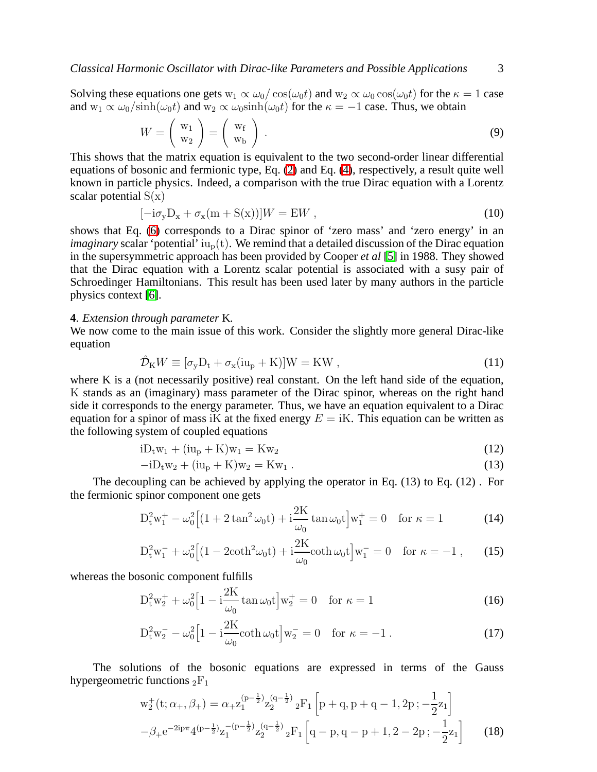Solving these equations one gets $\mathrm{w}_1 \propto \omega_0/\cos(\omega_0 t)$ and $\mathrm{w}_2 \propto \omega_0 \cos(\omega_0 t)$ for the $\kappa = 1$ case and $\mathrm{w}_1 \propto \omega_0/\sinh(\omega_0 t)$ and $\mathrm{w}_2 \propto \omega_0 \sinh(\omega_0 t)$ for the $\kappa = -1$ case. Thus, we obtain

$$W = \left( \begin{array}{c} \mathrm{w}_1 \\ \mathrm{w}_2 \end{array} \right) = \left( \begin{array}{c} \mathrm{w_f} \\ \mathrm{w_b} \end{array} \right) . \tag{9}$$

This shows that the matrix equation is equivalent to the two second-order linear differential equations of bosonic and fermionic type, Eq. (2) and Eq. (4), respectively, a result quite well known in particle physics. Indeed, a comparison with the true Dirac equation with a Lorentz scalar potential $\mathrm{S(x)}$

$$[-\mathrm{i}\sigma_{\mathrm{y}}\mathrm{D_x} + \sigma_{\mathrm{x}}(\mathrm{m} + \mathrm{S(x)})]W = \mathrm{E}W , \tag{10}$$

shows that Eq. (6) corresponds to a Dirac spinor of 'zero mass' and 'zero energy' in an *imaginary* scalar 'potential' $\mathrm{iu_p(t)}$. We remind that a detailed discussion of the Dirac equation in the supersymmetric approach has been provided by Cooper *et al* [5] in 1988. They showed that the Dirac equation with a Lorentz scalar potential is associated with a susy pair of Schroedinger Hamiltonians. This result has been used later by many authors in the particle physics context [6].

**4**. *Extension through parameter* K.

We now come to the main issue of this work. Consider the slightly more general Dirac-like equation

$$\hat{\mathcal{D}}_{\mathrm{K}}W \equiv [\sigma_{\mathrm{y}}\mathrm{D_t} + \sigma_{\mathrm{x}}(\mathrm{iu_p} + \mathrm{K})]\mathrm{W} = \mathrm{K}W , \tag{11}$$

where K is a (not necessarily positive) real constant. On the left hand side of the equation, K stands as an (imaginary) mass parameter of the Dirac spinor, whereas on the right hand side it corresponds to the energy parameter. Thus, we have an equation equivalent to a Dirac equation for a spinor of mass iK at the fixed energy $E = \mathrm{iK}$. This equation can be written as the following system of coupled equations

$$\mathrm{iD_t w_1} + (\mathrm{iu_p} + \mathrm{K})\mathrm{w_1} = \mathrm{K w_2} \tag{12}$$

$$-\mathrm{iD_t w_2} + (\mathrm{iu_p} + \mathrm{K})\mathrm{w_2} = \mathrm{K w_1} . \tag{13}$$

The decoupling can be achieved by applying the operator in Eq. (13) to Eq. (12) . For the fermionic spinor component one gets

$$\mathrm{D_t^2 w_1^+} - \omega_0^2\Big[(1 + 2\tan^2\omega_0 \mathrm{t}) + \mathrm{i}\frac{2\mathrm{K}}{\omega_0}\tan\omega_0 \mathrm{t}\Big]\mathrm{w_1^+} = 0 \quad \text{for } \kappa = 1 \tag{14}$$

$$\mathrm{D_t^2 w_1^-} + \omega_0^2\Big[(1 - 2\coth^2\omega_0 \mathrm{t}) + \mathrm{i}\frac{2\mathrm{K}}{\omega_0}\coth\omega_0 \mathrm{t}\Big]\mathrm{w_1^-} = 0 \quad \text{for } \kappa = -1 , \tag{15}$$

whereas the bosonic component fulfills

$$\mathrm{D_t^2 w_2^+} + \omega_0^2\Big[1 - \mathrm{i}\frac{2\mathrm{K}}{\omega_0}\tan\omega_0 \mathrm{t}\Big]\mathrm{w_2^+} = 0 \quad \text{for } \kappa = 1 \tag{16}$$

$$\mathrm{D_t^2 w_2^-} - \omega_0^2\Big[1 - \mathrm{i}\frac{2\mathrm{K}}{\omega_0}\coth\omega_0 \mathrm{t}\Big]\mathrm{w_2^-} = 0 \quad \text{for } \kappa = -1 . \tag{17}$$

The solutions of the bosonic equations are expressed in terms of the Gauss hypergeometric functions ${}_2\mathrm{F}_1$

$$\begin{aligned} \mathrm{w_2^+}(\mathrm{t}; \alpha_+, \beta_+) &= \alpha_+ \mathrm{z_1}^{(\mathrm{p}-\frac{1}{2})}\mathrm{z_2}^{(\mathrm{q}-\frac{1}{2})}\, {}_2\mathrm{F}_1\left[\mathrm{p}+\mathrm{q}, \mathrm{p}+\mathrm{q}-1, 2\mathrm{p}\, ; -\frac{1}{2}\mathrm{z_1}\right] \\ &-\beta_+ \mathrm{e}^{-2\mathrm{ip}\pi} 4^{(\mathrm{p}-\frac{1}{2})}\mathrm{z_1}^{-(\mathrm{p}-\frac{1}{2})}\mathrm{z_2}^{(\mathrm{q}-\frac{1}{2})}\, {}_2\mathrm{F}_1\left[\mathrm{q}-\mathrm{p}, \mathrm{q}-\mathrm{p}+1, 2-2\mathrm{p}\, ; -\frac{1}{2}\mathrm{z_1}\right] \end{aligned} \tag{18}$$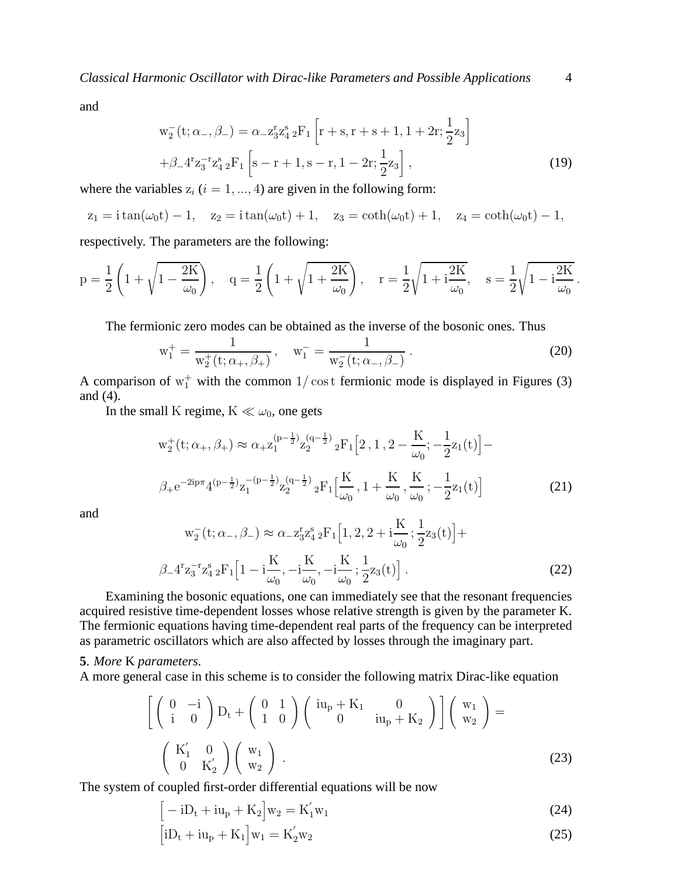and

$$
\mathrm{w}_2^-(\mathrm{t};\alpha_-,\beta_-) = \alpha_- \mathrm{z}_3^{\mathrm{r}} \mathrm{z}_4^{\mathrm{s}} \, {}_2\mathrm{F}_1\left[\mathrm{r}+\mathrm{s}, \mathrm{r}+\mathrm{s}+1, 1+2\mathrm{r}; \frac{1}{2}\mathrm{z}_3\right]
$$
$$
+\beta_- 4^{\mathrm{r}} \mathrm{z}_3^{-\mathrm{r}} \mathrm{z}_4^{\mathrm{s}} \, {}_2\mathrm{F}_1\left[\mathrm{s}-\mathrm{r}+1, \mathrm{s}-\mathrm{r}, 1-2\mathrm{r}; \frac{1}{2}\mathrm{z}_3\right], \tag{19}
$$

where the variables $\mathrm{z}_i$ ($i = 1, ..., 4$) are given in the following form:

$$
\mathrm{z}_1 = \mathrm{i}\tan(\omega_0 \mathrm{t}) - 1, \quad \mathrm{z}_2 = \mathrm{i}\tan(\omega_0 \mathrm{t}) + 1, \quad \mathrm{z}_3 = \coth(\omega_0 \mathrm{t}) + 1, \quad \mathrm{z}_4 = \coth(\omega_0 \mathrm{t}) - 1,
$$

respectively. The parameters are the following:

$$
\mathrm{p} = \frac{1}{2}\left(1+\sqrt{1-\frac{2\mathrm{K}}{\omega_0}}\right), \quad \mathrm{q} = \frac{1}{2}\left(1+\sqrt{1+\frac{2\mathrm{K}}{\omega_0}}\right), \quad \mathrm{r} = \frac{1}{2}\sqrt{1+\mathrm{i}\frac{2\mathrm{K}}{\omega_0}}, \quad \mathrm{s} = \frac{1}{2}\sqrt{1-\mathrm{i}\frac{2\mathrm{K}}{\omega_0}}\,.
$$

The fermionic zero modes can be obtained as the inverse of the bosonic ones. Thus

$$
\mathrm{w}_1^+ = \frac{1}{\mathrm{w}_2^+(\mathrm{t};\alpha_+,\beta_+)}, \quad \mathrm{w}_1^- = \frac{1}{\mathrm{w}_2^-(\mathrm{t};\alpha_-,\beta_-)}\,. \tag{20}
$$

A comparison of $\mathrm{w}_1^+$ with the common $1/\cos \mathrm{t}$ fermionic mode is displayed in Figures (3) and (4).

In the small K regime, $\mathrm{K} \ll \omega_0$, one gets

$$
\mathrm{w}_2^+(\mathrm{t};\alpha_+,\beta_+) \approx \alpha_+ \mathrm{z}_1^{(\mathrm{p}-\frac{1}{2})} \mathrm{z}_2^{(\mathrm{q}-\frac{1}{2})} \, {}_2\mathrm{F}_1\Big[2\,, 1\,, 2-\frac{\mathrm{K}}{\omega_0}; -\frac{1}{2}\mathrm{z}_1(\mathrm{t})\Big] -
$$
$$
\beta_+ e^{-2\mathrm{ip}\pi} 4^{(\mathrm{p}-\frac{1}{2})} \mathrm{z}_1^{-(\mathrm{p}-\frac{1}{2})} \mathrm{z}_2^{(\mathrm{q}-\frac{1}{2})} \, {}_2\mathrm{F}_1\Big[\frac{\mathrm{K}}{\omega_0}\,, 1+\frac{\mathrm{K}}{\omega_0}\,, \frac{\mathrm{K}}{\omega_0}\,; -\frac{1}{2}\mathrm{z}_1(\mathrm{t})\Big] \tag{21}
$$

and

$$
\mathrm{w}_2^-(\mathrm{t};\alpha_-,\beta_-) \approx \alpha_- \mathrm{z}_3^{\mathrm{r}} \mathrm{z}_4^{\mathrm{s}} \, {}_2\mathrm{F}_1\Big[1, 2, 2+\mathrm{i}\frac{\mathrm{K}}{\omega_0}\,; \frac{1}{2}\mathrm{z}_3(\mathrm{t})\Big] +
$$
$$
\beta_- 4^{\mathrm{r}} \mathrm{z}_3^{-\mathrm{r}} \mathrm{z}_4^{\mathrm{s}} \, {}_2\mathrm{F}_1\Big[1-\mathrm{i}\frac{\mathrm{K}}{\omega_0}, -\mathrm{i}\frac{\mathrm{K}}{\omega_0}, -\mathrm{i}\frac{\mathrm{K}}{\omega_0}\,; \frac{1}{2}\mathrm{z}_3(\mathrm{t})\Big]\,. \tag{22}
$$

Examining the bosonic equations, one can immediately see that the resonant frequencies acquired resistive time-dependent losses whose relative strength is given by the parameter K. The fermionic equations having time-dependent real parts of the frequency can be interpreted as parametric oscillators which are also affected by losses through the imaginary part.

**5**. *More* K *parameters.*

A more general case in this scheme is to consider the following matrix Dirac-like equation

$$
\left[\begin{pmatrix} 0 & -\mathrm{i} \\ \mathrm{i} & 0 \end{pmatrix} \mathrm{D}_\mathrm{t} + \begin{pmatrix} 0 & 1 \\ 1 & 0 \end{pmatrix} \begin{pmatrix} \mathrm{iu_p} + \mathrm{K}_1 & 0 \\ 0 & \mathrm{iu_p} + \mathrm{K}_2 \end{pmatrix}\right] \begin{pmatrix} \mathrm{w}_1 \\ \mathrm{w}_2 \end{pmatrix} =
$$
$$
\begin{pmatrix} \mathrm{K}_1' & 0 \\ 0 & \mathrm{K}_2' \end{pmatrix} \begin{pmatrix} \mathrm{w}_1 \\ \mathrm{w}_2 \end{pmatrix}\,. \tag{23}
$$

The system of coupled first-order differential equations will be now

$$
\Big[-\mathrm{iD}_\mathrm{t} + \mathrm{iu_p} + \mathrm{K}_2\Big]\mathrm{w}_2 = \mathrm{K}_1' \mathrm{w}_1 \tag{24}
$$

$$
\Big[\mathrm{iD}_\mathrm{t} + \mathrm{iu_p} + \mathrm{K}_1\Big]\mathrm{w}_1 = \mathrm{K}_2' \mathrm{w}_2 \tag{25}
$$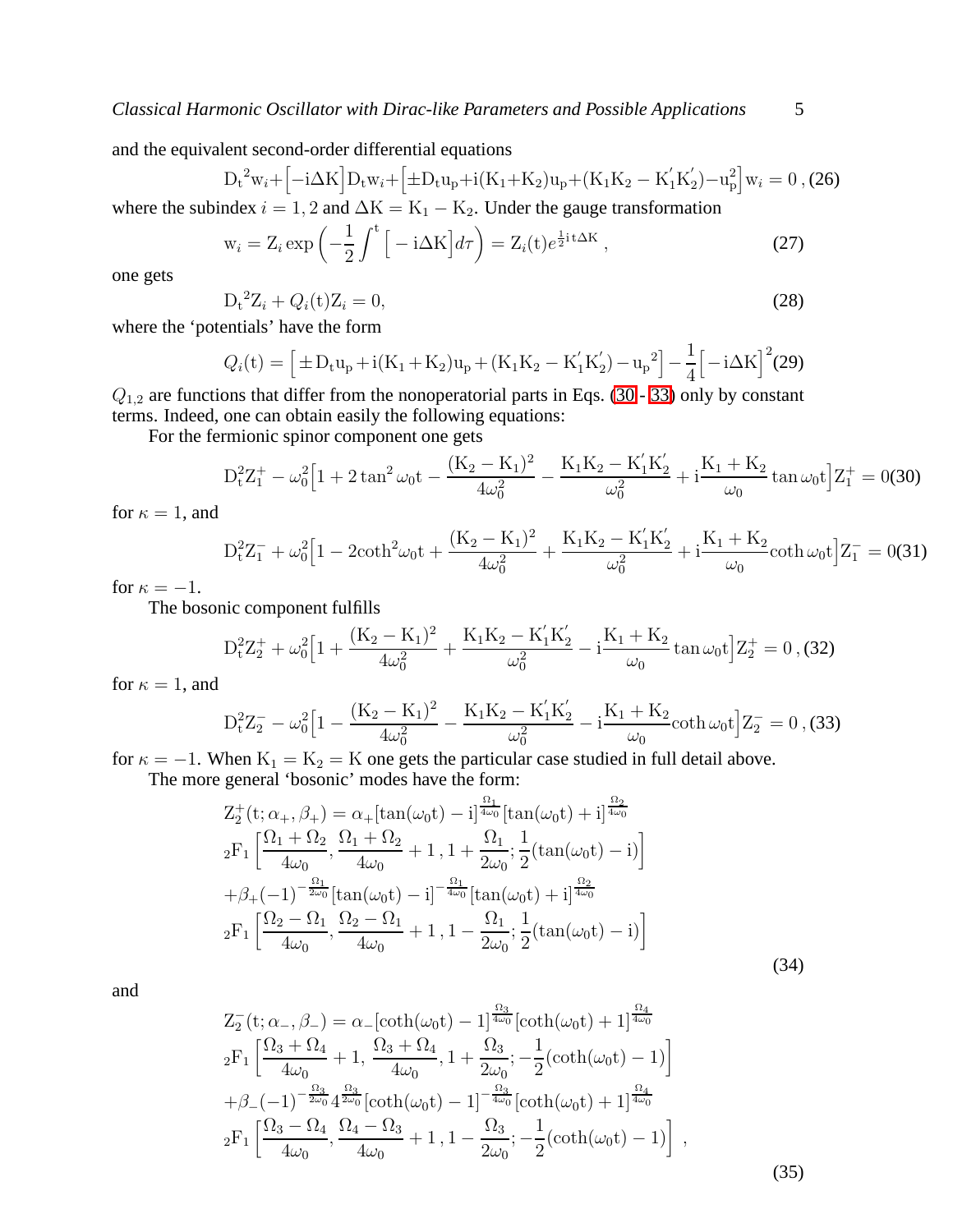and the equivalent second-order differential equations

$$\mathrm{D_t}^2\mathrm{w}_i+\Big[-\mathrm{i}\Delta\mathrm{K}\Big]\mathrm{D_t w}_i+\Big[\pm\mathrm{D_t u_p}+\mathrm{i}(\mathrm{K_1}+\mathrm{K_2})\mathrm{u_p}+(\mathrm{K_1K_2}-\mathrm{K_1^{'}K_2^{'}})-\mathrm{u_p^2}\Big]\mathrm{w}_i=0\,,\tag{26}$$

where the subindex $i=1,2$ and $\Delta\mathrm{K}=\mathrm{K_1}-\mathrm{K_2}$. Under the gauge transformation

$$\mathrm{w}_i=\mathrm{Z}_i\exp\left(-\frac{1}{2}\int^{\mathrm{t}}\Big[-\mathrm{i}\Delta\mathrm{K}\Big]d\tau\right)=\mathrm{Z}_i(\mathrm{t})e^{\frac{1}{2}\mathrm{i\,t}\Delta\mathrm{K}}\,,\tag{27}$$

one gets

$$\mathrm{D_t}^2\mathrm{Z}_i+Q_i(\mathrm{t})\mathrm{Z}_i=0,\tag{28}$$

where the 'potentials' have the form

$$Q_i(\mathrm{t})=\Big[\pm\mathrm{D_t u_p}+\mathrm{i}(\mathrm{K_1}+\mathrm{K_2})\mathrm{u_p}+(\mathrm{K_1K_2}-\mathrm{K_1^{'}K_2^{'}})-\mathrm{u_p}^2\Big]-\frac{1}{4}\Big[-\mathrm{i}\Delta\mathrm{K}\Big]^2\tag{29}$$

$Q_{1,2}$ are functions that differ from the nonoperatorial parts in Eqs. (30 - 33) only by constant terms. Indeed, one can obtain easily the following equations:

For the fermionic spinor component one gets

$$\mathrm{D_t^2Z_1^+}-\omega_0^2\Big[1+2\tan^2\omega_0\mathrm{t}-\frac{(\mathrm{K_2}-\mathrm{K_1})^2}{4\omega_0^2}-\frac{\mathrm{K_1K_2}-\mathrm{K_1^{'}K_2^{'}}}{\omega_0^2}+\mathrm{i}\frac{\mathrm{K_1}+\mathrm{K_2}}{\omega_0}\tan\omega_0\mathrm{t}\Big]\mathrm{Z_1^+}=0\tag{30}$$

for $\kappa=1$, and

$$\mathrm{D_t^2Z_1^-}+\omega_0^2\Big[1-2\mathrm{coth}^2\omega_0\mathrm{t}+\frac{(\mathrm{K_2}-\mathrm{K_1})^2}{4\omega_0^2}+\frac{\mathrm{K_1K_2}-\mathrm{K_1^{'}K_2^{'}}}{\omega_0^2}+\mathrm{i}\frac{\mathrm{K_1}+\mathrm{K_2}}{\omega_0}\mathrm{coth}\,\omega_0\mathrm{t}\Big]\mathrm{Z_1^-}=0\tag{31}$$

for $\kappa=-1$.

The bosonic component fulfills

$$\mathrm{D_t^2Z_2^+}+\omega_0^2\Big[1+\frac{(\mathrm{K_2}-\mathrm{K_1})^2}{4\omega_0^2}+\frac{\mathrm{K_1K_2}-\mathrm{K_1^{'}K_2^{'}}}{\omega_0^2}-\mathrm{i}\frac{\mathrm{K_1}+\mathrm{K_2}}{\omega_0}\tan\omega_0\mathrm{t}\Big]\mathrm{Z_2^+}=0\,,\tag{32}$$

for $\kappa=1$, and

$$\mathrm{D_t^2Z_2^-}-\omega_0^2\Big[1-\frac{(\mathrm{K_2}-\mathrm{K_1})^2}{4\omega_0^2}-\frac{\mathrm{K_1K_2}-\mathrm{K_1^{'}K_2^{'}}}{\omega_0^2}-\mathrm{i}\frac{\mathrm{K_1}+\mathrm{K_2}}{\omega_0}\mathrm{coth}\,\omega_0\mathrm{t}\Big]\mathrm{Z_2^-}=0\,,\tag{33}$$

for $\kappa=-1$. When $\mathrm{K_1}=\mathrm{K_2}=\mathrm{K}$ one gets the particular case studied in full detail above.

The more general 'bosonic' modes have the form:

$$\begin{aligned}
&\mathrm{Z_2^+}(\mathrm{t};\alpha_+,\beta_+)=\alpha_+[\tan(\omega_0\mathrm{t})-\mathrm{i}]^{\frac{\Omega_1}{4\omega_0}}[\tan(\omega_0\mathrm{t})+\mathrm{i}]^{\frac{\Omega_2}{4\omega_0}}\\
&{}_2\mathrm{F}_1\left[\frac{\Omega_1+\Omega_2}{4\omega_0},\frac{\Omega_1+\Omega_2}{4\omega_0}+1\,,1+\frac{\Omega_1}{2\omega_0};\frac{1}{2}(\tan(\omega_0\mathrm{t})-\mathrm{i})\right]\\
&+\beta_+(-1)^{-\frac{\Omega_1}{2\omega_0}}[\tan(\omega_0\mathrm{t})-\mathrm{i}]^{-\frac{\Omega_1}{4\omega_0}}[\tan(\omega_0\mathrm{t})+\mathrm{i}]^{\frac{\Omega_2}{4\omega_0}}\\
&{}_2\mathrm{F}_1\left[\frac{\Omega_2-\Omega_1}{4\omega_0},\frac{\Omega_2-\Omega_1}{4\omega_0}+1\,,1-\frac{\Omega_1}{2\omega_0};\frac{1}{2}(\tan(\omega_0\mathrm{t})-\mathrm{i})\right]
\end{aligned}\tag{34}$$

and

$$\begin{aligned}
&\mathrm{Z_2^-}(\mathrm{t};\alpha_-,\beta_-)=\alpha_-[\coth(\omega_0\mathrm{t})-1]^{\frac{\Omega_3}{4\omega_0}}[\coth(\omega_0\mathrm{t})+1]^{\frac{\Omega_4}{4\omega_0}}\\
&{}_2\mathrm{F}_1\left[\frac{\Omega_3+\Omega_4}{4\omega_0}+1,\,\frac{\Omega_3+\Omega_4}{4\omega_0},1+\frac{\Omega_3}{2\omega_0};-\frac{1}{2}(\coth(\omega_0\mathrm{t})-1)\right]\\
&+\beta_-(-1)^{-\frac{\Omega_3}{2\omega_0}}4^{\frac{\Omega_3}{2\omega_0}}[\coth(\omega_0\mathrm{t})-1]^{-\frac{\Omega_3}{4\omega_0}}[\coth(\omega_0\mathrm{t})+1]^{\frac{\Omega_4}{4\omega_0}}\\
&{}_2\mathrm{F}_1\left[\frac{\Omega_3-\Omega_4}{4\omega_0},\frac{\Omega_4-\Omega_3}{4\omega_0}+1\,,1-\frac{\Omega_3}{2\omega_0};-\frac{1}{2}(\coth(\omega_0\mathrm{t})-1)\right]\,,
\end{aligned}\tag{35}$$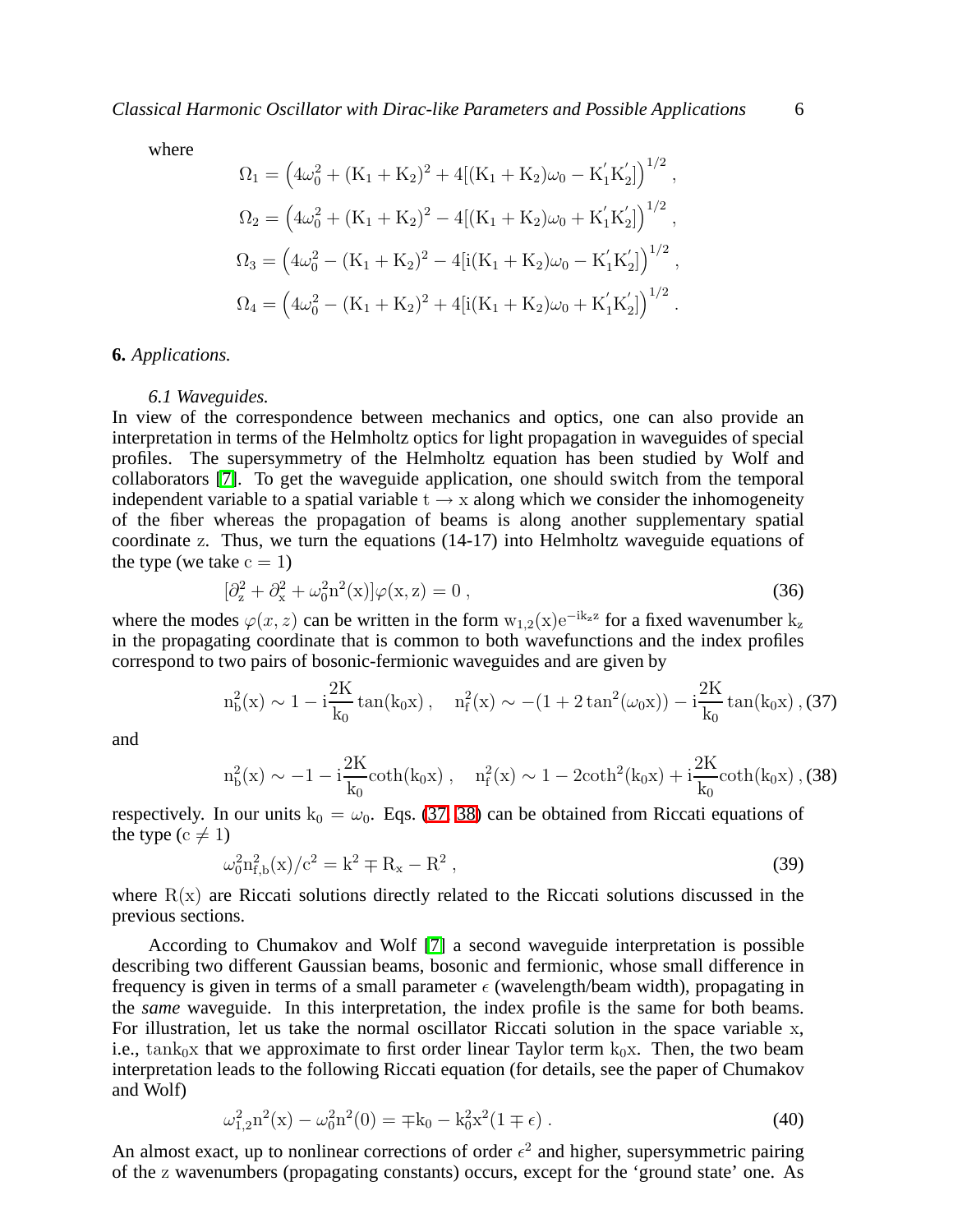where

$$\Omega_1 = \left(4\omega_0^2 + (\mathrm{K}_1+\mathrm{K}_2)^2 + 4[(\mathrm{K}_1+\mathrm{K}_2)\omega_0 - \mathrm{K}_1^{'}\mathrm{K}_2^{'}]\right)^{1/2},$$

$$\Omega_2 = \left(4\omega_0^2 + (\mathrm{K}_1+\mathrm{K}_2)^2 - 4[(\mathrm{K}_1+\mathrm{K}_2)\omega_0 + \mathrm{K}_1^{'}\mathrm{K}_2^{'}]\right)^{1/2},$$

$$\Omega_3 = \left(4\omega_0^2 - (\mathrm{K}_1+\mathrm{K}_2)^2 - 4[\mathrm{i}(\mathrm{K}_1+\mathrm{K}_2)\omega_0 - \mathrm{K}_1^{'}\mathrm{K}_2^{'}]\right)^{1/2},$$

$$\Omega_4 = \left(4\omega_0^2 - (\mathrm{K}_1+\mathrm{K}_2)^2 + 4[\mathrm{i}(\mathrm{K}_1+\mathrm{K}_2)\omega_0 + \mathrm{K}_1^{'}\mathrm{K}_2^{'}]\right)^{1/2}.$$

## 6. *Applications.*

### *6.1 Waveguides.*

In view of the correspondence between mechanics and optics, one can also provide an interpretation in terms of the Helmholtz optics for light propagation in waveguides of special profiles. The supersymmetry of the Helmholtz equation has been studied by Wolf and collaborators [7]. To get the waveguide application, one should switch from the temporal independent variable to a spatial variable $\mathrm{t} \to \mathrm{x}$ along which we consider the inhomogeneity of the fiber whereas the propagation of beams is along another supplementary spatial coordinate $\mathrm{z}$. Thus, we turn the equations (14-17) into Helmholtz waveguide equations of the type (we take $\mathrm{c}=1$)

$$[\partial_\mathrm{z}^2 + \partial_\mathrm{x}^2 + \omega_0^2 \mathrm{n}^2(\mathrm{x})]\varphi(\mathrm{x},\mathrm{z}) = 0\,, \tag{36}$$

where the modes $\varphi(x,z)$ can be written in the form $\mathrm{w}_{1,2}(\mathrm{x})\mathrm{e}^{-\mathrm{i}\mathrm{k}_\mathrm{z}\mathrm{z}}$ for a fixed wavenumber $\mathrm{k}_\mathrm{z}$ in the propagating coordinate that is common to both wavefunctions and the index profiles correspond to two pairs of bosonic-fermionic waveguides and are given by

$$\mathrm{n}_\mathrm{b}^2(\mathrm{x}) \sim 1 - \mathrm{i}\frac{2\mathrm{K}}{\mathrm{k}_0}\tan(\mathrm{k}_0\mathrm{x})\,, \quad \mathrm{n}_\mathrm{f}^2(\mathrm{x}) \sim -(1+2\tan^2(\omega_0\mathrm{x})) - \mathrm{i}\frac{2\mathrm{K}}{\mathrm{k}_0}\tan(\mathrm{k}_0\mathrm{x})\,, \tag{37}$$

and

$$\mathrm{n}_\mathrm{b}^2(\mathrm{x}) \sim -1 - \mathrm{i}\frac{2\mathrm{K}}{\mathrm{k}_0}\coth(\mathrm{k}_0\mathrm{x})\,, \quad \mathrm{n}_\mathrm{f}^2(\mathrm{x}) \sim 1 - 2\coth^2(\mathrm{k}_0\mathrm{x}) + \mathrm{i}\frac{2\mathrm{K}}{\mathrm{k}_0}\coth(\mathrm{k}_0\mathrm{x})\,, \tag{38}$$

respectively. In our units $\mathrm{k}_0 = \omega_0$. Eqs. (37, 38) can be obtained from Riccati equations of the type ($\mathrm{c} \neq 1$)

$$\omega_0^2 \mathrm{n}_{\mathrm{f,b}}^2(\mathrm{x})/\mathrm{c}^2 = \mathrm{k}^2 \mp \mathrm{R}_\mathrm{x} - \mathrm{R}^2\,, \tag{39}$$

where $\mathrm{R}(\mathrm{x})$ are Riccati solutions directly related to the Riccati solutions discussed in the previous sections.

According to Chumakov and Wolf [7] a second waveguide interpretation is possible describing two different Gaussian beams, bosonic and fermionic, whose small difference in frequency is given in terms of a small parameter $\epsilon$ (wavelength/beam width), propagating in the *same* waveguide. In this interpretation, the index profile is the same for both beams. For illustration, let us take the normal oscillator Riccati solution in the space variable $\mathrm{x}$, i.e., $\tan\mathrm{k}_0\mathrm{x}$ that we approximate to first order linear Taylor term $\mathrm{k}_0\mathrm{x}$. Then, the two beam interpretation leads to the following Riccati equation (for details, see the paper of Chumakov and Wolf)

$$\omega_{1,2}^2 \mathrm{n}^2(\mathrm{x}) - \omega_0^2 \mathrm{n}^2(0) = \mp \mathrm{k}_0 - \mathrm{k}_0^2 \mathrm{x}^2(1 \mp \epsilon)\,. \tag{40}$$

An almost exact, up to nonlinear corrections of order $\epsilon^2$ and higher, supersymmetric pairing of the $\mathrm{z}$ wavenumbers (propagating constants) occurs, except for the 'ground state' one. As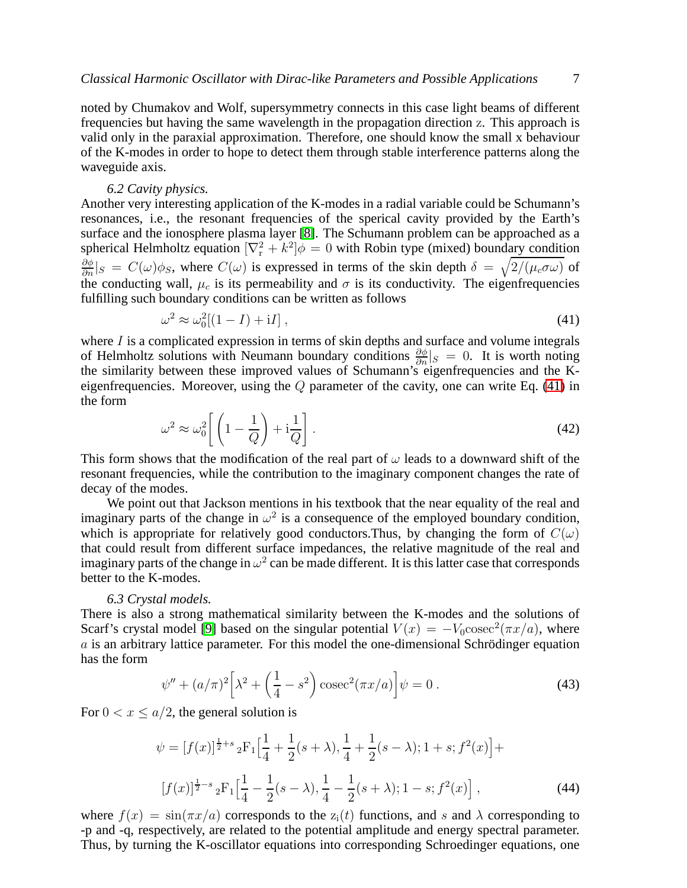noted by Chumakov and Wolf, supersymmetry connects in this case light beams of different frequencies but having the same wavelength in the propagation direction z. This approach is valid only in the paraxial approximation. Therefore, one should know the small x behaviour of the K-modes in order to hope to detect them through stable interference patterns along the waveguide axis.

*6.2 Cavity physics.*

Another very interesting application of the K-modes in a radial variable could be Schumann's resonances, i.e., the resonant frequencies of the sperical cavity provided by the Earth's surface and the ionosphere plasma layer [8]. The Schumann problem can be approached as a spherical Helmholtz equation $[\nabla_{\rm r}^2 + k^2]\phi = 0$ with Robin type (mixed) boundary condition $\frac{\partial \phi}{\partial n}|_S = C(\omega)\phi_S$, where $C(\omega)$ is expressed in terms of the skin depth $\delta = \sqrt{2/(\mu_c \sigma \omega)}$ of the conducting wall, $\mu_c$ is its permeability and $\sigma$ is its conductivity. The eigenfrequencies fulfilling such boundary conditions can be written as follows

$$\omega^2 \approx \omega_0^2[(1-I) + {\rm i}I] \,, \tag{41}$$

where $I$ is a complicated expression in terms of skin depths and surface and volume integrals of Helmholtz solutions with Neumann boundary conditions $\frac{\partial \phi}{\partial n}|_S = 0$. It is worth noting the similarity between these improved values of Schumann's eigenfrequencies and the K-eigenfrequencies. Moreover, using the $Q$ parameter of the cavity, one can write Eq. (41) in the form

$$\omega^2 \approx \omega_0^2 \bigg[ \left(1 - \frac{1}{Q}\right) + {\rm i}\frac{1}{Q} \bigg] \,. \tag{42}$$

This form shows that the modification of the real part of $\omega$ leads to a downward shift of the resonant frequencies, while the contribution to the imaginary component changes the rate of decay of the modes.

We point out that Jackson mentions in his textbook that the near equality of the real and imaginary parts of the change in $\omega^2$ is a consequence of the employed boundary condition, which is appropriate for relatively good conductors.Thus, by changing the form of $C(\omega)$ that could result from different surface impedances, the relative magnitude of the real and imaginary parts of the change in $\omega^2$ can be made different. It is this latter case that corresponds better to the K-modes.

*6.3 Crystal models.*

There is also a strong mathematical similarity between the K-modes and the solutions of Scarf's crystal model [9] based on the singular potential $V(x) = -V_0 {\rm cosec}^2(\pi x/a)$, where $a$ is an arbitrary lattice parameter. For this model the one-dimensional Schrödinger equation has the form

$$\psi'' + (a/\pi)^2 \Big[\lambda^2 + \left(\frac{1}{4} - s^2\right) {\rm cosec}^2(\pi x/a)\Big]\psi = 0 \,. \tag{43}$$

For $0 < x \leq a/2$, the general solution is

$$\psi = [f(x)]^{\frac{1}{2}+s} \, {}_2{\rm F}_1\Big[\frac{1}{4} + \frac{1}{2}(s+\lambda), \frac{1}{4} + \frac{1}{2}(s-\lambda); 1+s; f^2(x)\Big] +$$
$$[f(x)]^{\frac{1}{2}-s} \, {}_2{\rm F}_1\Big[\frac{1}{4} - \frac{1}{2}(s-\lambda), \frac{1}{4} - \frac{1}{2}(s+\lambda); 1-s; f^2(x)\Big] \,, \tag{44}$$

where $f(x) = \sin(\pi x/a)$ corresponds to the ${\rm z_i}(t)$ functions, and $s$ and $\lambda$ corresponding to -p and -q, respectively, are related to the potential amplitude and energy spectral parameter. Thus, by turning the K-oscillator equations into corresponding Schroedinger equations, one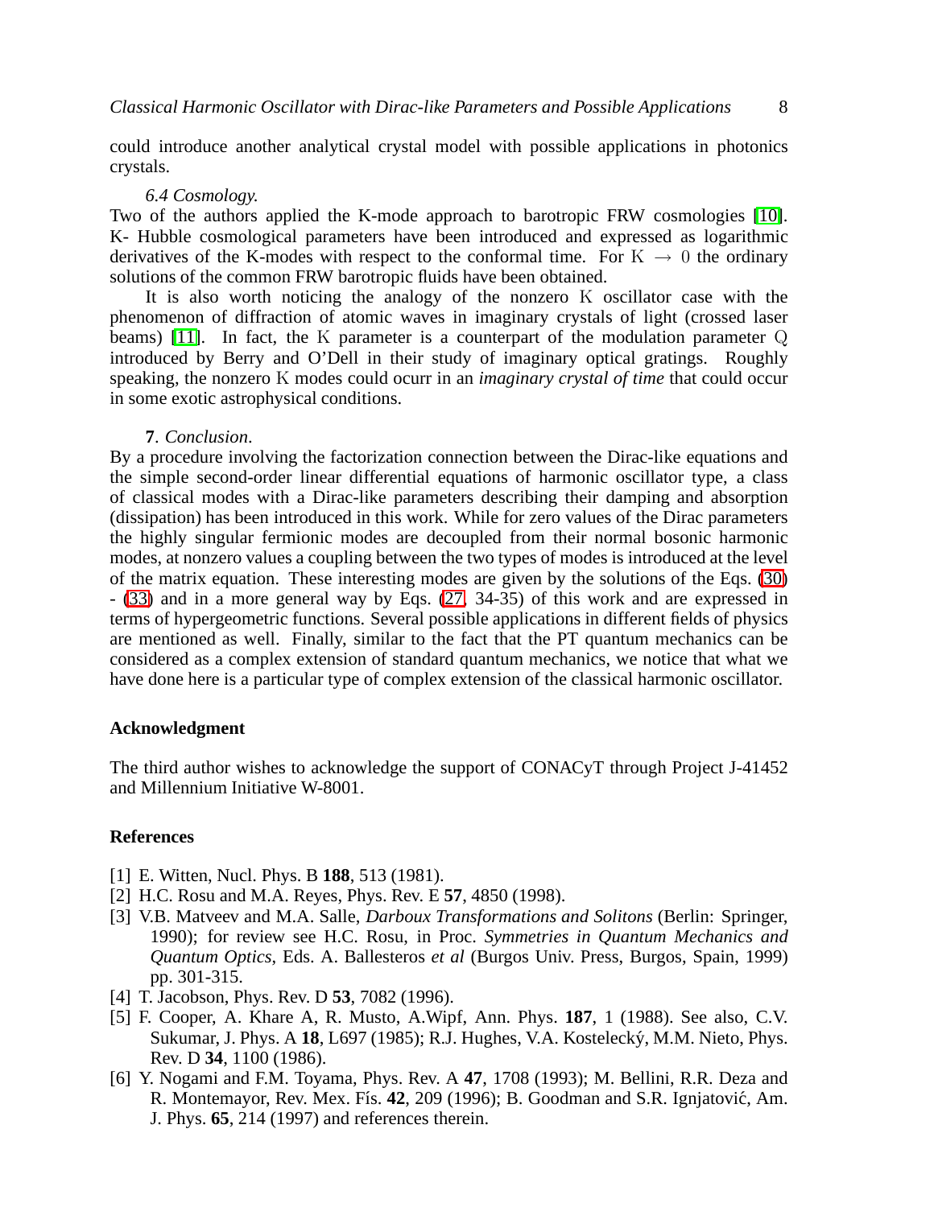could introduce another analytical crystal model with possible applications in photonics crystals.

*6.4 Cosmology.*
Two of the authors applied the K-mode approach to barotropic FRW cosmologies [10]. K- Hubble cosmological parameters have been introduced and expressed as logarithmic derivatives of the K-modes with respect to the conformal time. For $\mathrm{K} \rightarrow 0$ the ordinary solutions of the common FRW barotropic fluids have been obtained.

It is also worth noticing the analogy of the nonzero $\mathrm{K}$ oscillator case with the phenomenon of diffraction of atomic waves in imaginary crystals of light (crossed laser beams) [11]. In fact, the $\mathrm{K}$ parameter is a counterpart of the modulation parameter $\mathrm{Q}$ introduced by Berry and O'Dell in their study of imaginary optical gratings. Roughly speaking, the nonzero $\mathrm{K}$ modes could ocurr in an *imaginary crystal of time* that could occur in some exotic astrophysical conditions.

## **7**. *Conclusion*.

By a procedure involving the factorization connection between the Dirac-like equations and the simple second-order linear differential equations of harmonic oscillator type, a class of classical modes with a Dirac-like parameters describing their damping and absorption (dissipation) has been introduced in this work. While for zero values of the Dirac parameters the highly singular fermionic modes are decoupled from their normal bosonic harmonic modes, at nonzero values a coupling between the two types of modes is introduced at the level of the matrix equation. These interesting modes are given by the solutions of the Eqs. (30) - (33) and in a more general way by Eqs. (27, 34-35) of this work and are expressed in terms of hypergeometric functions. Several possible applications in different fields of physics are mentioned as well. Finally, similar to the fact that the PT quantum mechanics can be considered as a complex extension of standard quantum mechanics, we notice that what we have done here is a particular type of complex extension of the classical harmonic oscillator.

## Acknowledgment

The third author wishes to acknowledge the support of CONACyT through Project J-41452 and Millennium Initiative W-8001.

## References

[1] E. Witten, Nucl. Phys. B **188**, 513 (1981).
[2] H.C. Rosu and M.A. Reyes, Phys. Rev. E **57**, 4850 (1998).
[3] V.B. Matveev and M.A. Salle, *Darboux Transformations and Solitons* (Berlin: Springer, 1990); for review see H.C. Rosu, in Proc. *Symmetries in Quantum Mechanics and Quantum Optics*, Eds. A. Ballesteros *et al* (Burgos Univ. Press, Burgos, Spain, 1999) pp. 301-315.
[4] T. Jacobson, Phys. Rev. D **53**, 7082 (1996).
[5] F. Cooper, A. Khare A, R. Musto, A.Wipf, Ann. Phys. **187**, 1 (1988). See also, C.V. Sukumar, J. Phys. A **18**, L697 (1985); R.J. Hughes, V.A. Kostelecký, M.M. Nieto, Phys. Rev. D **34**, 1100 (1986).
[6] Y. Nogami and F.M. Toyama, Phys. Rev. A **47**, 1708 (1993); M. Bellini, R.R. Deza and R. Montemayor, Rev. Mex. Fís. **42**, 209 (1996); B. Goodman and S.R. Ignjatović, Am. J. Phys. **65**, 214 (1997) and references therein.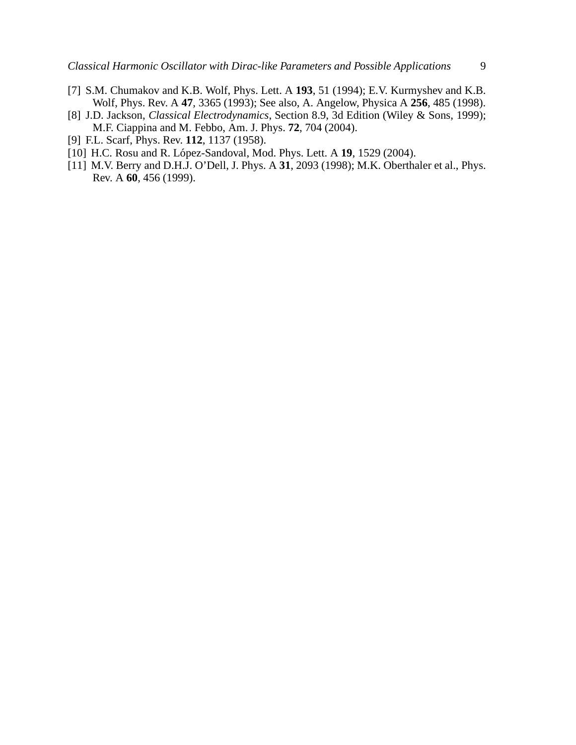[7] S.M. Chumakov and K.B. Wolf, Phys. Lett. A **193**, 51 (1994); E.V. Kurmyshev and K.B. Wolf, Phys. Rev. A **47**, 3365 (1993); See also, A. Angelow, Physica A **256**, 485 (1998).

[8] J.D. Jackson, *Classical Electrodynamics*, Section 8.9, 3d Edition (Wiley & Sons, 1999); M.F. Ciappina and M. Febbo, Am. J. Phys. **72**, 704 (2004).

[9] F.L. Scarf, Phys. Rev. **112**, 1137 (1958).

[10] H.C. Rosu and R. López-Sandoval, Mod. Phys. Lett. A **19**, 1529 (2004).

[11] M.V. Berry and D.H.J. O'Dell, J. Phys. A **31**, 2093 (1998); M.K. Oberthaler et al., Phys. Rev. A **60**, 456 (1999).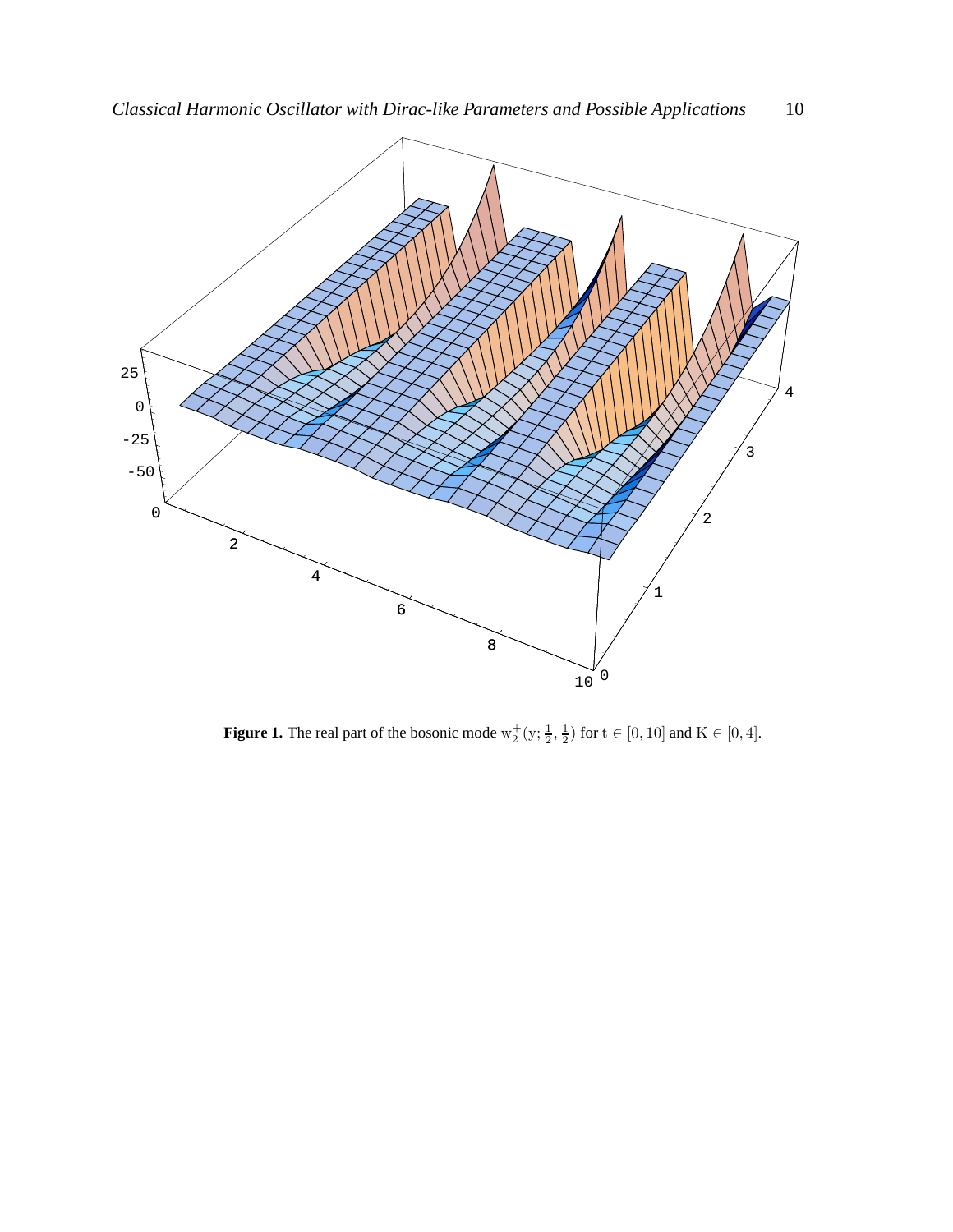**Figure 1.** The real part of the bosonic mode $\mathrm{w}_2^+(\mathrm{y}; \frac{1}{2}, \frac{1}{2})$ for $\mathrm{t} \in [0, 10]$ and $\mathrm{K} \in [0, 4]$.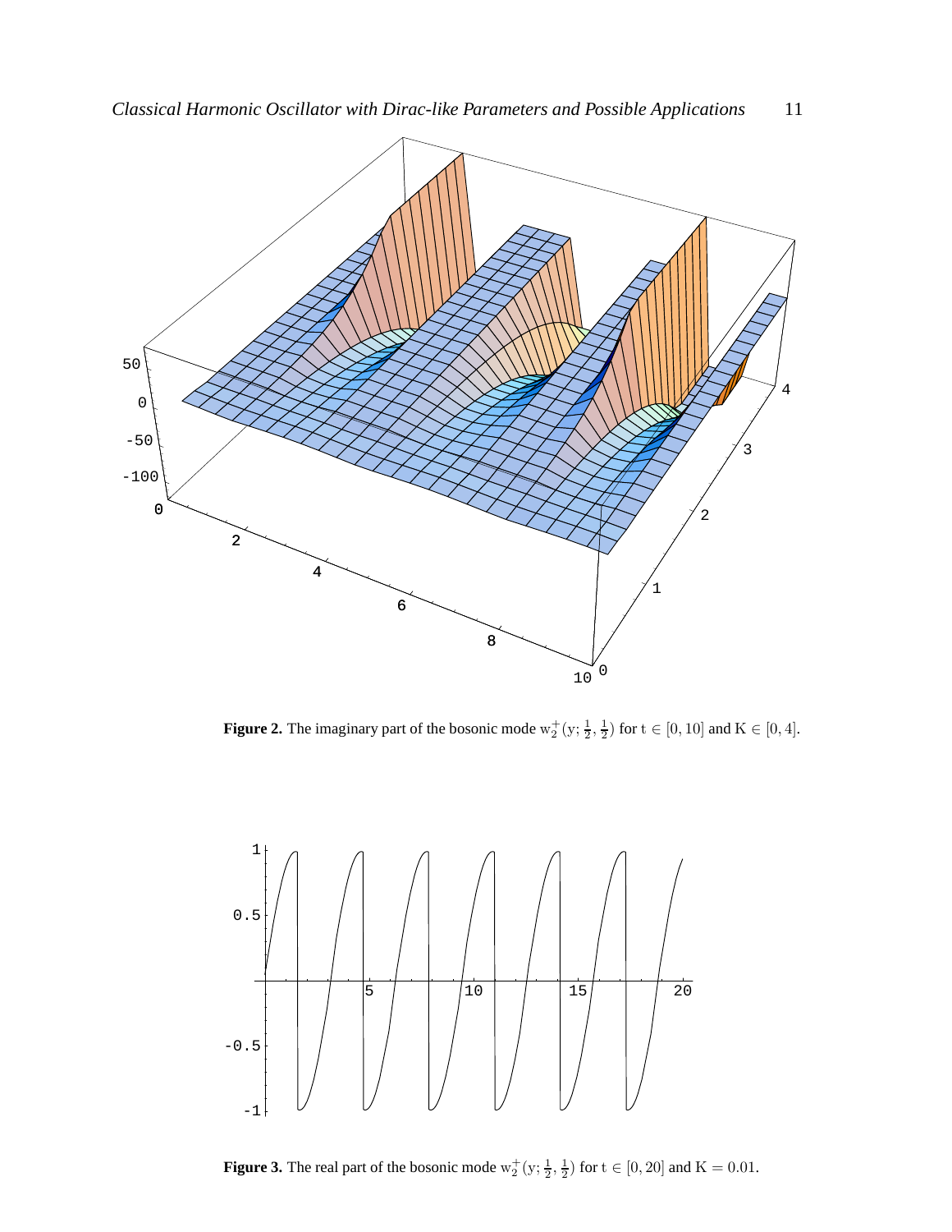**Figure 2.** The imaginary part of the bosonic mode $w_2^+(y; \frac{1}{2}, \frac{1}{2})$ for $t \in [0, 10]$ and $K \in [0, 4]$.

**Figure 3.** The real part of the bosonic mode $w_2^+(y; \frac{1}{2}, \frac{1}{2})$ for $t \in [0, 20]$ and $K = 0.01$.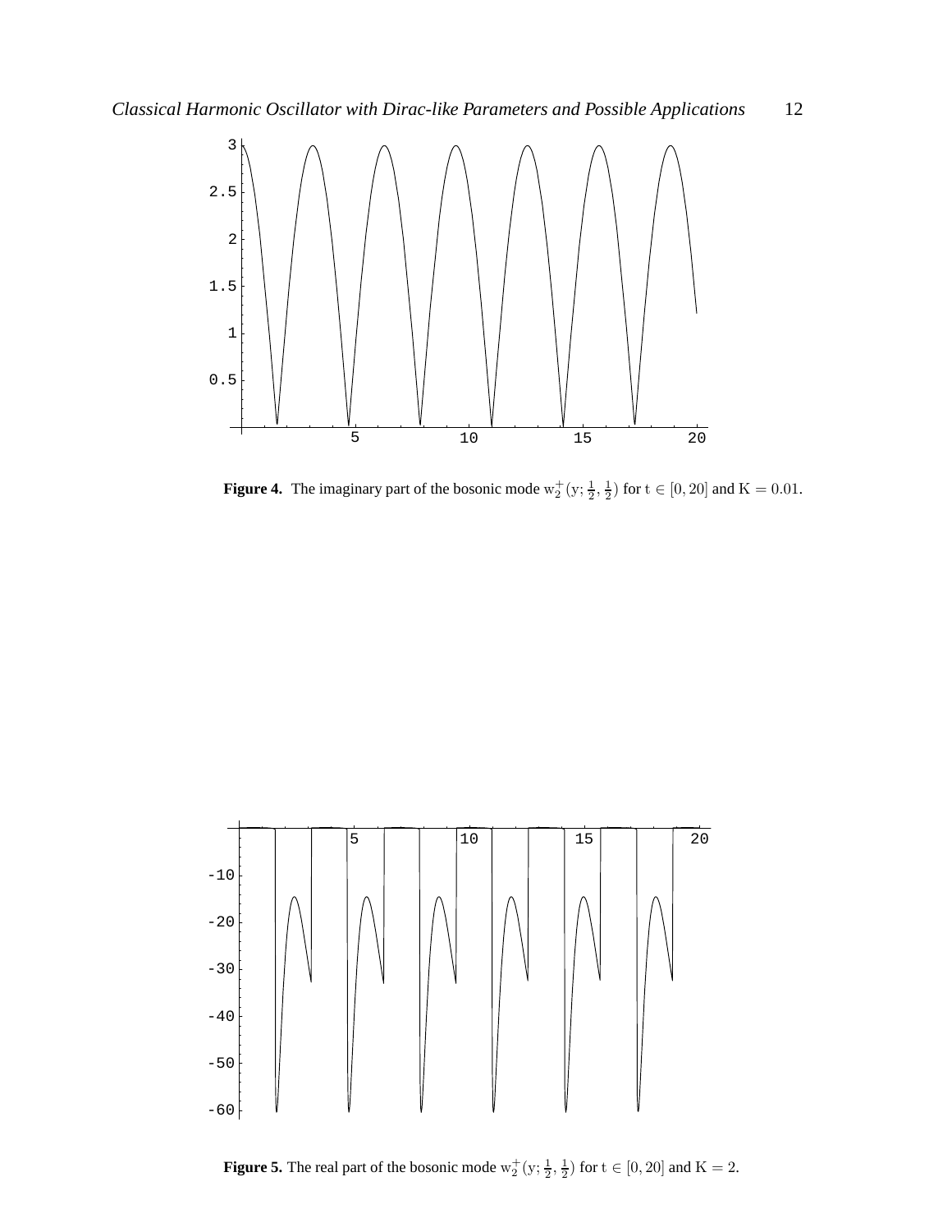**Figure 4.** The imaginary part of the bosonic mode $\mathrm{w}_2^+(\mathrm{y}; \frac{1}{2}, \frac{1}{2})$ for $\mathrm{t} \in [0, 20]$ and $\mathrm{K} = 0.01$.

**Figure 5.** The real part of the bosonic mode $\mathrm{w}_2^+(\mathrm{y}; \frac{1}{2}, \frac{1}{2})$ for $\mathrm{t} \in [0, 20]$ and $\mathrm{K} = 2$.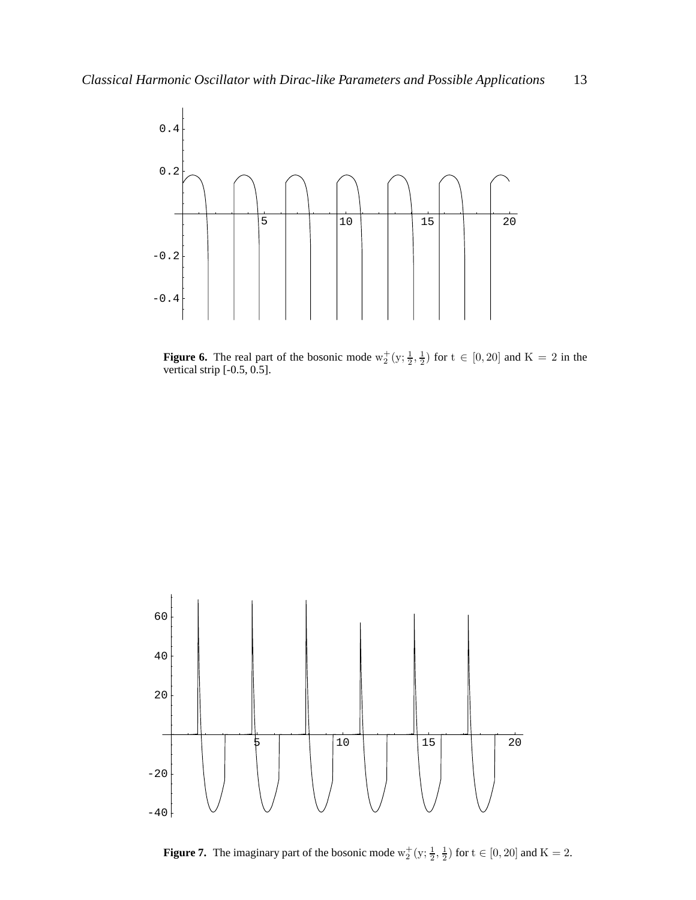**Figure 6.** The real part of the bosonic mode $\mathrm{w}_2^+(\mathrm{y}; \frac{1}{2}, \frac{1}{2})$ for $\mathrm{t} \in [0, 20]$ and $\mathrm{K} = 2$ in the vertical strip [-0.5, 0.5].

**Figure 7.** The imaginary part of the bosonic mode $\mathrm{w}_2^+(\mathrm{y}; \frac{1}{2}, \frac{1}{2})$ for $\mathrm{t} \in [0, 20]$ and $\mathrm{K} = 2$.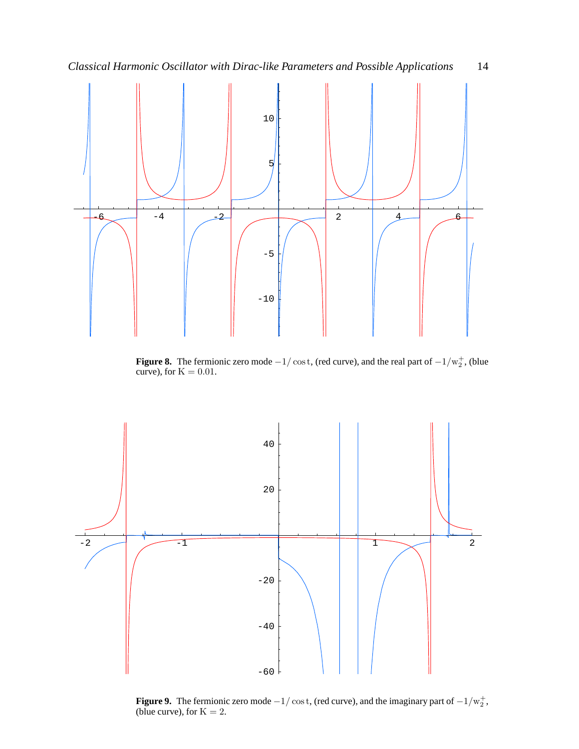10

5

-6 -4 -2 2 4 6

-5

-10

**Figure 8.** The fermionic zero mode $-1/\cos t$, (red curve), and the real part of $-1/w_2^+$, (blue curve), for $K = 0.01$.

40

20

-2 -1 1 2

-20

-40

-60

**Figure 9.** The fermionic zero mode $-1/\cos t$, (red curve), and the imaginary part of $-1/w_2^+$, (blue curve), for $K = 2$.